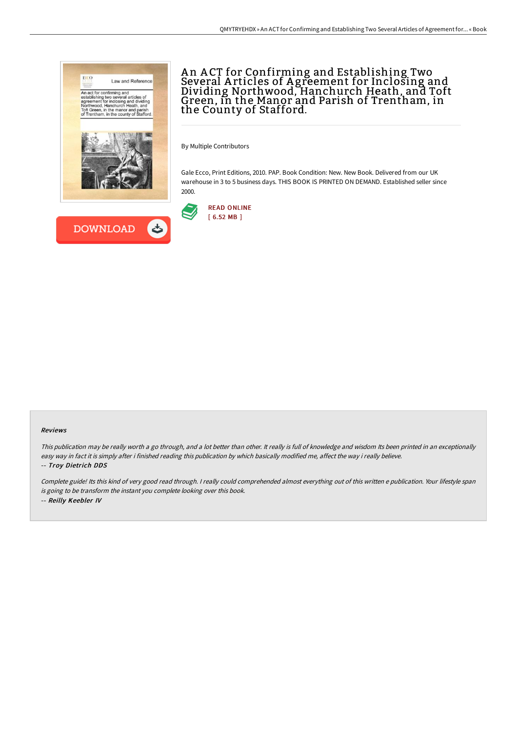# An ACT for Confirming and Establishing Two Several Articles of Agreement for Inclosing and Dividing Northwood, Hanchurch Heath, and Toft Green, in the Manor and Parish of Trentham, in the County of Stafford.

By Multiple Contributors

Gale Ecco, Print Editions, 2010. PAP. Book Condition: New. New Book. Delivered from our UK warehouse in 3 to 5 business days. THIS BOOK IS PRINTED ON DEMAND. Established seller since 2000.

READ ONLINE
[ 6.52 MB ]

DOWNLOAD

#### Reviews

*This publication may be really worth a go through, and a lot better than other. It really is full of knowledge and wisdom Its been printed in an exceptionally easy way in fact it is simply after i finished reading this publication by which basically modified me, affect the way i really believe.*

*-- Troy Dietrich DDS*

*Complete guide! Its this kind of very good read through. I really could comprehended almost everything out of this written e publication. Your lifestyle span is going to be transform the instant you complete looking over this book.*

*-- Reilly Keebler IV*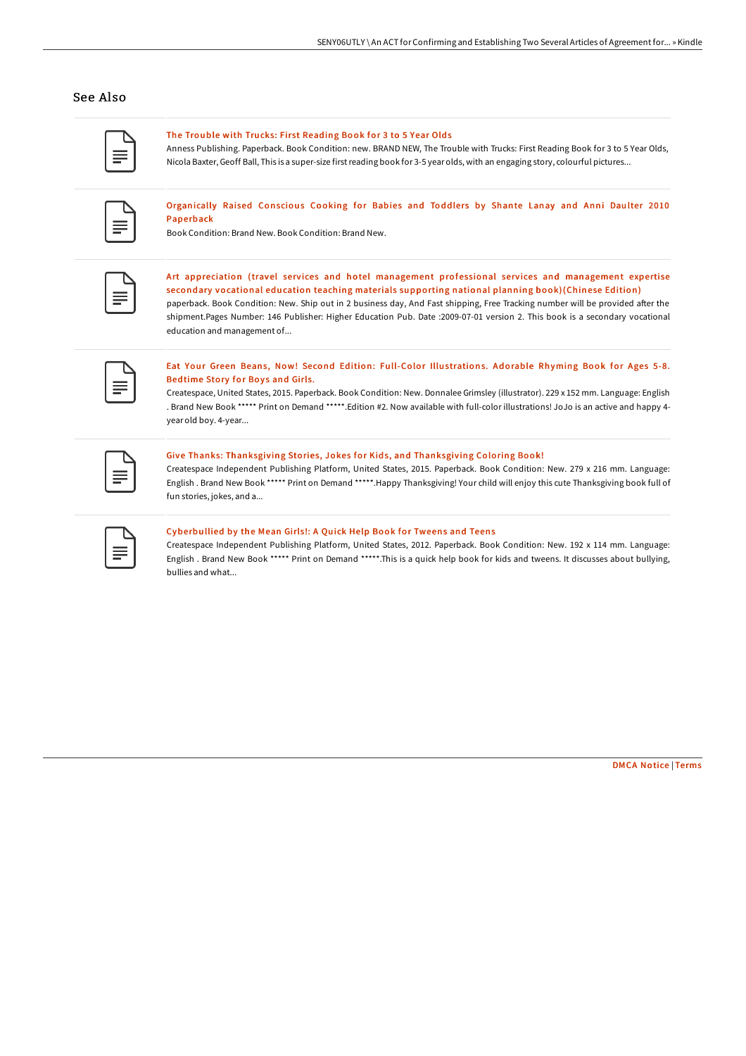## See Also

**The Trouble with Trucks: First Reading Book for 3 to 5 Year Olds**

Anness Publishing. Paperback. Book Condition: new. BRAND NEW, The Trouble with Trucks: First Reading Book for 3 to 5 Year Olds, Nicola Baxter, Geoff Ball, This is a super-size first reading book for 3-5 year olds, with an engaging story, colourful pictures...

**Organically Raised Conscious Cooking for Babies and Toddlers by Shante Lanay and Anni Daulter 2010 Paperback**

Book Condition: Brand New. Book Condition: Brand New.

**Art appreciation (travel services and hotel management professional services and management expertise secondary vocational education teaching materials supporting national planning book)(Chinese Edition)**

paperback. Book Condition: New. Ship out in 2 business day, And Fast shipping, Free Tracking number will be provided after the shipment.Pages Number: 146 Publisher: Higher Education Pub. Date :2009-07-01 version 2. This book is a secondary vocational education and management of...

**Eat Your Green Beans, Now! Second Edition: Full-Color Illustrations. Adorable Rhyming Book for Ages 5-8. Bedtime Story for Boys and Girls.**

Createspace, United States, 2015. Paperback. Book Condition: New. Donnalee Grimsley (illustrator). 229 x 152 mm. Language: English . Brand New Book ***** Print on Demand *****.Edition #2. Now available with full-color illustrations! JoJo is an active and happy 4-year old boy. 4-year...

**Give Thanks: Thanksgiving Stories, Jokes for Kids, and Thanksgiving Coloring Book!**

Createspace Independent Publishing Platform, United States, 2015. Paperback. Book Condition: New. 279 x 216 mm. Language: English . Brand New Book ***** Print on Demand *****.Happy Thanksgiving! Your child will enjoy this cute Thanksgiving book full of fun stories, jokes, and a...

**Cyberbullied by the Mean Girls!: A Quick Help Book for Tweens and Teens**

Createspace Independent Publishing Platform, United States, 2012. Paperback. Book Condition: New. 192 x 114 mm. Language: English . Brand New Book ***** Print on Demand *****.This is a quick help book for kids and tweens. It discusses about bullying, bullies and what...